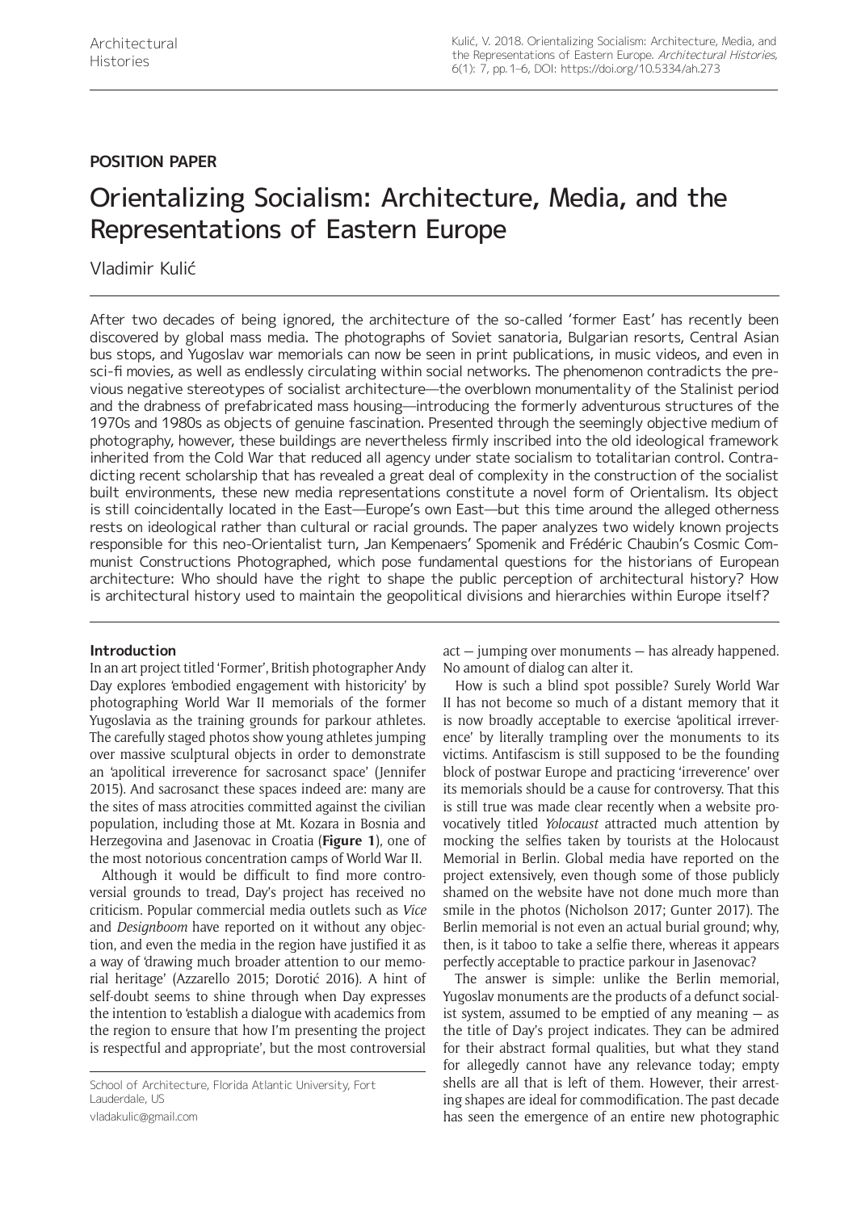**POSITION PAPER**

# Orientalizing Socialism: Architecture, Media, and the Representations of Eastern Europe

Vladimir Kulić

After two decades of being ignored, the architecture of the so-called 'former East' has recently been discovered by global mass media. The photographs of Soviet sanatoria, Bulgarian resorts, Central Asian bus stops, and Yugoslav war memorials can now be seen in print publications, in music videos, and even in sci-fi movies, as well as endlessly circulating within social networks. The phenomenon contradicts the previous negative stereotypes of socialist architecture—the overblown monumentality of the Stalinist period and the drabness of prefabricated mass housing—introducing the formerly adventurous structures of the 1970s and 1980s as objects of genuine fascination. Presented through the seemingly objective medium of photography, however, these buildings are nevertheless firmly inscribed into the old ideological framework inherited from the Cold War that reduced all agency under state socialism to totalitarian control. Contradicting recent scholarship that has revealed a great deal of complexity in the construction of the socialist built environments, these new media representations constitute a novel form of Orientalism. Its object is still coincidentally located in the East—Europe's own East—but this time around the alleged otherness rests on ideological rather than cultural or racial grounds. The paper analyzes two widely known projects responsible for this neo-Orientalist turn, Jan Kempenaers' Spomenik and Frédéric Chaubin's Cosmic Communist Constructions Photographed, which pose fundamental questions for the historians of European architecture: Who should have the right to shape the public perception of architectural history? How is architectural history used to maintain the geopolitical divisions and hierarchies within Europe itself?

## Introduction

In an art project titled 'Former', British photographer Andy Day explores 'embodied engagement with historicity' by photographing World War II memorials of the former Yugoslavia as the training grounds for parkour athletes. The carefully staged photos show young athletes jumping over massive sculptural objects in order to demonstrate an 'apolitical irreverence for sacrosanct space' (Jennifer 2015). And sacrosanct these spaces indeed are: many are the sites of mass atrocities committed against the civilian population, including those at Mt. Kozara in Bosnia and Herzegovina and Jasenovac in Croatia (**Figure 1**), one of the most notorious concentration camps of World War II.

Although it would be difficult to find more controversial grounds to tread, Day's project has received no criticism. Popular commercial media outlets such as *Vice* and *Designboom* have reported on it without any objection, and even the media in the region have justified it as a way of 'drawing much broader attention to our memorial heritage' (Azzarello 2015; Dorotić 2016). A hint of self-doubt seems to shine through when Day expresses the intention to 'establish a dialogue with academics from the region to ensure that how I'm presenting the project is respectful and appropriate', but the most controversial act — jumping over monuments — has already happened. No amount of dialog can alter it.

How is such a blind spot possible? Surely World War II has not become so much of a distant memory that it is now broadly acceptable to exercise 'apolitical irreverence' by literally trampling over the monuments to its victims. Antifascism is still supposed to be the founding block of postwar Europe and practicing 'irreverence' over its memorials should be a cause for controversy. That this is still true was made clear recently when a website provocatively titled *Yolocaust* attracted much attention by mocking the selfies taken by tourists at the Holocaust Memorial in Berlin. Global media have reported on the project extensively, even though some of those publicly shamed on the website have not done much more than smile in the photos (Nicholson 2017; Gunter 2017). The Berlin memorial is not even an actual burial ground; why, then, is it taboo to take a selfie there, whereas it appears perfectly acceptable to practice parkour in Jasenovac?

The answer is simple: unlike the Berlin memorial, Yugoslav monuments are the products of a defunct socialist system, assumed to be emptied of any meaning — as the title of Day's project indicates. They can be admired for their abstract formal qualities, but what they stand for allegedly cannot have any relevance today; empty shells are all that is left of them. However, their arresting shapes are ideal for commodification. The past decade has seen the emergence of an entire new photographic

School of Architecture, Florida Atlantic University, Fort Lauderdale, US

vladakulic@gmail.com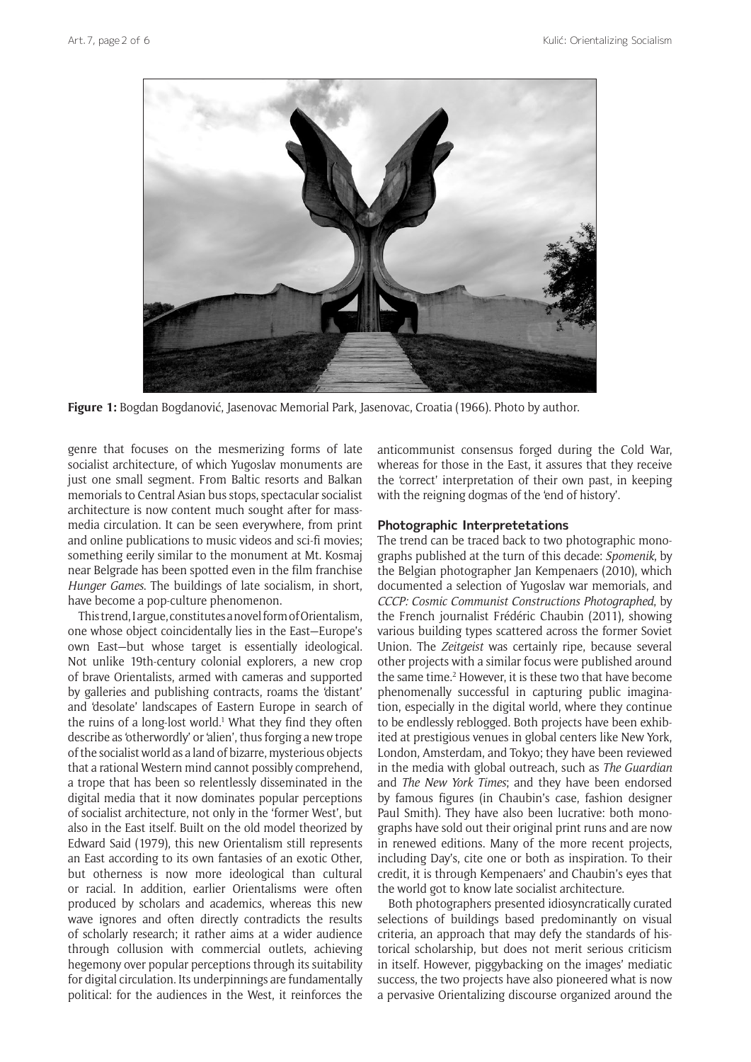**Figure 1:** Bogdan Bogdanović, Jasenovac Memorial Park, Jasenovac, Croatia (1966). Photo by author.

genre that focuses on the mesmerizing forms of late socialist architecture, of which Yugoslav monuments are just one small segment. From Baltic resorts and Balkan memorials to Central Asian bus stops, spectacular socialist architecture is now content much sought after for mass-media circulation. It can be seen everywhere, from print and online publications to music videos and sci-fi movies; something eerily similar to the monument at Mt. Kosmaj near Belgrade has been spotted even in the film franchise *Hunger Games*. The buildings of late socialism, in short, have become a pop-culture phenomenon.

This trend, I argue, constitutes a novel form of Orientalism, one whose object coincidentally lies in the East—Europe's own East—but whose target is essentially ideological. Not unlike 19th-century colonial explorers, a new crop of brave Orientalists, armed with cameras and supported by galleries and publishing contracts, roams the 'distant' and 'desolate' landscapes of Eastern Europe in search of the ruins of a long-lost world.[1] What they find they often describe as 'otherwordly' or 'alien', thus forging a new trope of the socialist world as a land of bizarre, mysterious objects that a rational Western mind cannot possibly comprehend, a trope that has been so relentlessly disseminated in the digital media that it now dominates popular perceptions of socialist architecture, not only in the 'former West', but also in the East itself. Built on the old model theorized by Edward Said (1979), this new Orientalism still represents an East according to its own fantasies of an exotic Other, but otherness is now more ideological than cultural or racial. In addition, earlier Orientalisms were often produced by scholars and academics, whereas this new wave ignores and often directly contradicts the results of scholarly research; it rather aims at a wider audience through collusion with commercial outlets, achieving hegemony over popular perceptions through its suitability for digital circulation. Its underpinnings are fundamentally political: for the audiences in the West, it reinforces the anticommunist consensus forged during the Cold War, whereas for those in the East, it assures that they receive the 'correct' interpretation of their own past, in keeping with the reigning dogmas of the 'end of history'.

### Photographic Interpretetations

The trend can be traced back to two photographic monographs published at the turn of this decade: *Spomenik*, by the Belgian photographer Jan Kempenaers (2010), which documented a selection of Yugoslav war memorials, and *CCCP: Cosmic Communist Constructions Photographed*, by the French journalist Frédéric Chaubin (2011), showing various building types scattered across the former Soviet Union. The *Zeitgeist* was certainly ripe, because several other projects with a similar focus were published around the same time.[2] However, it is these two that have become phenomenally successful in capturing public imagination, especially in the digital world, where they continue to be endlessly reblogged. Both projects have been exhibited at prestigious venues in global centers like New York, London, Amsterdam, and Tokyo; they have been reviewed in the media with global outreach, such as *The Guardian* and *The New York Times*; and they have been endorsed by famous figures (in Chaubin's case, fashion designer Paul Smith). They have also been lucrative: both monographs have sold out their original print runs and are now in renewed editions. Many of the more recent projects, including Day's, cite one or both as inspiration. To their credit, it is through Kempenaers' and Chaubin's eyes that the world got to know late socialist architecture.

Both photographers presented idiosyncratically curated selections of buildings based predominantly on visual criteria, an approach that may defy the standards of historical scholarship, but does not merit serious criticism in itself. However, piggybacking on the images' mediatic success, the two projects have also pioneered what is now a pervasive Orientalizing discourse organized around the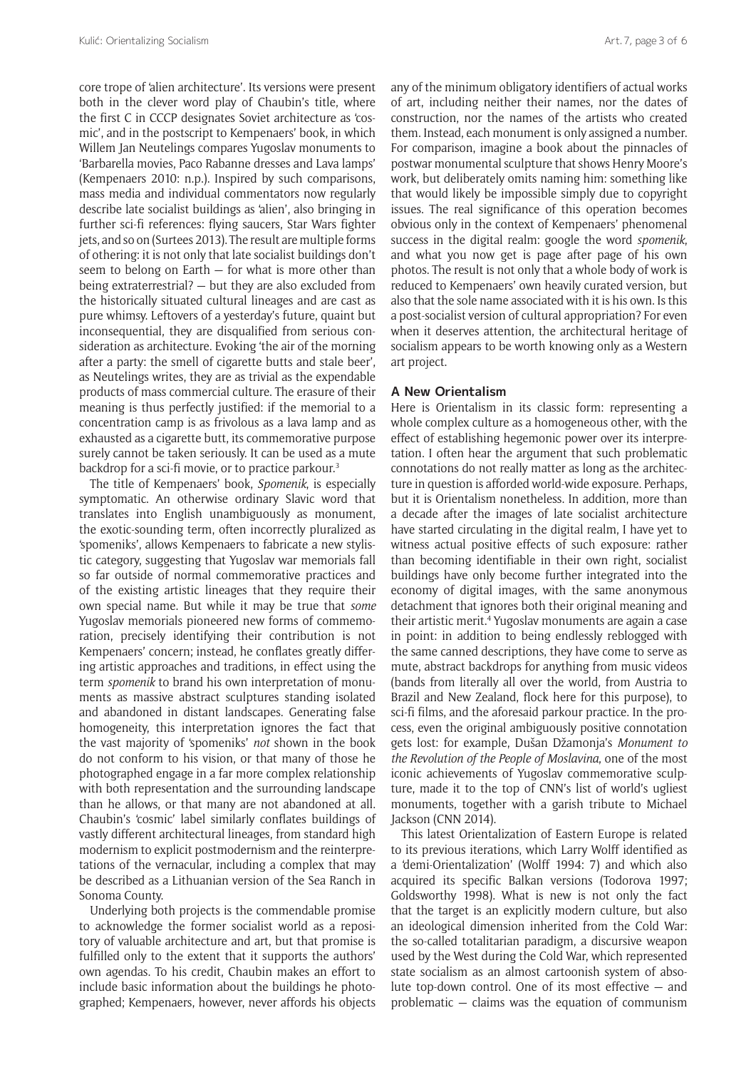core trope of 'alien architecture'. Its versions were present both in the clever word play of Chaubin's title, where the first C in CCCP designates Soviet architecture as 'cosmic', and in the postscript to Kempenaers' book, in which Willem Jan Neutelings compares Yugoslav monuments to 'Barbarella movies, Paco Rabanne dresses and Lava lamps' (Kempenaers 2010: n.p.). Inspired by such comparisons, mass media and individual commentators now regularly describe late socialist buildings as 'alien', also bringing in further sci-fi references: flying saucers, Star Wars fighter jets, and so on (Surtees 2013). The result are multiple forms of othering: it is not only that late socialist buildings don't seem to belong on Earth — for what is more other than being extraterrestrial? — but they are also excluded from the historically situated cultural lineages and are cast as pure whimsy. Leftovers of a yesterday's future, quaint but inconsequential, they are disqualified from serious consideration as architecture. Evoking 'the air of the morning after a party: the smell of cigarette butts and stale beer', as Neutelings writes, they are as trivial as the expendable products of mass commercial culture. The erasure of their meaning is thus perfectly justified: if the memorial to a concentration camp is as frivolous as a lava lamp and as exhausted as a cigarette butt, its commemorative purpose surely cannot be taken seriously. It can be used as a mute backdrop for a sci-fi movie, or to practice parkour.[3]

The title of Kempenaers' book, *Spomenik*, is especially symptomatic. An otherwise ordinary Slavic word that translates into English unambiguously as monument, the exotic-sounding term, often incorrectly pluralized as 'spomeniks', allows Kempenaers to fabricate a new stylistic category, suggesting that Yugoslav war memorials fall so far outside of normal commemorative practices and of the existing artistic lineages that they require their own special name. But while it may be true that *some* Yugoslav memorials pioneered new forms of commemoration, precisely identifying their contribution is not Kempenaers' concern; instead, he conflates greatly differing artistic approaches and traditions, in effect using the term *spomenik* to brand his own interpretation of monuments as massive abstract sculptures standing isolated and abandoned in distant landscapes. Generating false homogeneity, this interpretation ignores the fact that the vast majority of 'spomeniks' *not* shown in the book do not conform to his vision, or that many of those he photographed engage in a far more complex relationship with both representation and the surrounding landscape than he allows, or that many are not abandoned at all. Chaubin's 'cosmic' label similarly conflates buildings of vastly different architectural lineages, from standard high modernism to explicit postmodernism and the reinterpretations of the vernacular, including a complex that may be described as a Lithuanian version of the Sea Ranch in Sonoma County.

Underlying both projects is the commendable promise to acknowledge the former socialist world as a repository of valuable architecture and art, but that promise is fulfilled only to the extent that it supports the authors' own agendas. To his credit, Chaubin makes an effort to include basic information about the buildings he photographed; Kempenaers, however, never affords his objects any of the minimum obligatory identifiers of actual works of art, including neither their names, nor the dates of construction, nor the names of the artists who created them. Instead, each monument is only assigned a number. For comparison, imagine a book about the pinnacles of postwar monumental sculpture that shows Henry Moore's work, but deliberately omits naming him: something like that would likely be impossible simply due to copyright issues. The real significance of this operation becomes obvious only in the context of Kempenaers' phenomenal success in the digital realm: google the word *spomenik*, and what you now get is page after page of his own photos. The result is not only that a whole body of work is reduced to Kempenaers' own heavily curated version, but also that the sole name associated with it is his own. Is this a post-socialist version of cultural appropriation? For even when it deserves attention, the architectural heritage of socialism appears to be worth knowing only as a Western art project.

## A New Orientalism

Here is Orientalism in its classic form: representing a whole complex culture as a homogeneous other, with the effect of establishing hegemonic power over its interpretation. I often hear the argument that such problematic connotations do not really matter as long as the architecture in question is afforded world-wide exposure. Perhaps, but it is Orientalism nonetheless. In addition, more than a decade after the images of late socialist architecture have started circulating in the digital realm, I have yet to witness actual positive effects of such exposure: rather than becoming identifiable in their own right, socialist buildings have only become further integrated into the economy of digital images, with the same anonymous detachment that ignores both their original meaning and their artistic merit.[4] Yugoslav monuments are again a case in point: in addition to being endlessly reblogged with the same canned descriptions, they have come to serve as mute, abstract backdrops for anything from music videos (bands from literally all over the world, from Austria to Brazil and New Zealand, flock here for this purpose), to sci-fi films, and the aforesaid parkour practice. In the process, even the original ambiguously positive connotation gets lost: for example, Dušan Džamonja's *Monument to the Revolution of the People of Moslavina*, one of the most iconic achievements of Yugoslav commemorative sculpture, made it to the top of CNN's list of world's ugliest monuments, together with a garish tribute to Michael Jackson (CNN 2014).

This latest Orientalization of Eastern Europe is related to its previous iterations, which Larry Wolff identified as a 'demi-Orientalization' (Wolff 1994: 7) and which also acquired its specific Balkan versions (Todorova 1997; Goldsworthy 1998). What is new is not only the fact that the target is an explicitly modern culture, but also an ideological dimension inherited from the Cold War: the so-called totalitarian paradigm, a discursive weapon used by the West during the Cold War, which represented state socialism as an almost cartoonish system of absolute top-down control. One of its most effective — and problematic — claims was the equation of communism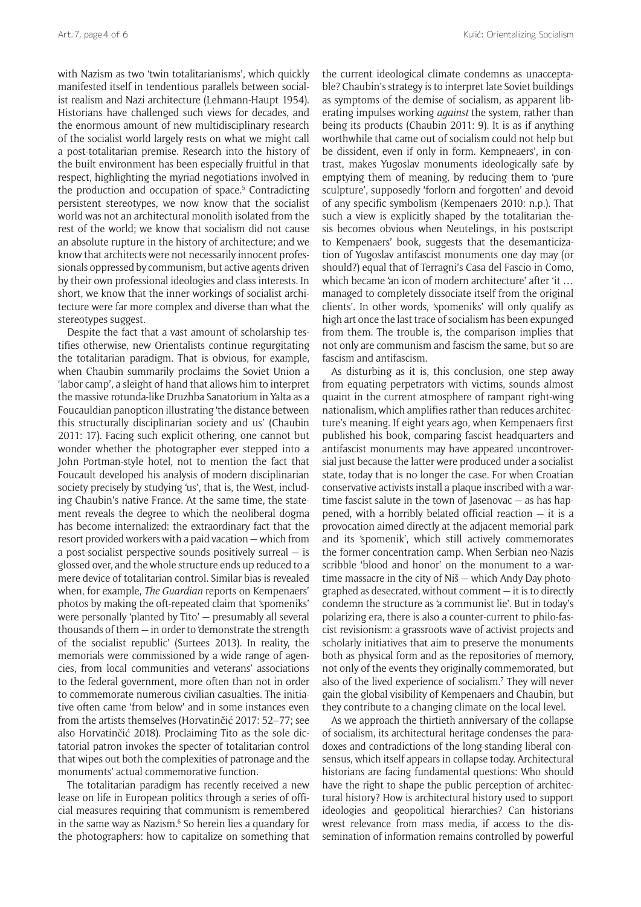with Nazism as two 'twin totalitarianisms', which quickly manifested itself in tendentious parallels between socialist realism and Nazi architecture (Lehmann-Haupt 1954). Historians have challenged such views for decades, and the enormous amount of new multidisciplinary research of the socialist world largely rests on what we might call a post-totalitarian premise. Research into the history of the built environment has been especially fruitful in that respect, highlighting the myriad negotiations involved in the production and occupation of space.[5] Contradicting persistent stereotypes, we now know that the socialist world was not an architectural monolith isolated from the rest of the world; we know that socialism did not cause an absolute rupture in the history of architecture; and we know that architects were not necessarily innocent professionals oppressed by communism, but active agents driven by their own professional ideologies and class interests. In short, we know that the inner workings of socialist architecture were far more complex and diverse than what the stereotypes suggest.

Despite the fact that a vast amount of scholarship testifies otherwise, new Orientalists continue regurgitating the totalitarian paradigm. That is obvious, for example, when Chaubin summarily proclaims the Soviet Union a 'labor camp', a sleight of hand that allows him to interpret the massive rotunda-like Druzhba Sanatorium in Yalta as a Foucauldian panopticon illustrating 'the distance between this structurally disciplinarian society and us' (Chaubin 2011: 17). Facing such explicit othering, one cannot but wonder whether the photographer ever stepped into a John Portman-style hotel, not to mention the fact that Foucault developed his analysis of modern disciplinarian society precisely by studying 'us', that is, the West, including Chaubin's native France. At the same time, the statement reveals the degree to which the neoliberal dogma has become internalized: the extraordinary fact that the resort provided workers with a paid vacation — which from a post-socialist perspective sounds positively surreal — is glossed over, and the whole structure ends up reduced to a mere device of totalitarian control. Similar bias is revealed when, for example, *The Guardian* reports on Kempenaers' photos by making the oft-repeated claim that 'spomeniks' were personally 'planted by Tito' — presumably all several thousands of them — in order to 'demonstrate the strength of the socialist republic' (Surtees 2013). In reality, the memorials were commissioned by a wide range of agencies, from local communities and veterans' associations to the federal government, more often than not in order to commemorate numerous civilian casualties. The initiative often came 'from below' and in some instances even from the artists themselves (Horvatinčić 2017: 52–77; see also Horvatinčić 2018). Proclaiming Tito as the sole dictatorial patron invokes the specter of totalitarian control that wipes out both the complexities of patronage and the monuments' actual commemorative function.

The totalitarian paradigm has recently received a new lease on life in European politics through a series of official measures requiring that communism is remembered in the same way as Nazism.[6] So herein lies a quandary for the photographers: how to capitalize on something that the current ideological climate condemns as unacceptable? Chaubin's strategy is to interpret late Soviet buildings as symptoms of the demise of socialism, as apparent liberating impulses working *against* the system, rather than being its products (Chaubin 2011: 9). It is as if anything worthwhile that came out of socialism could not help but be dissident, even if only in form. Kempneaers', in contrast, makes Yugoslav monuments ideologically safe by emptying them of meaning, by reducing them to 'pure sculpture', supposedly 'forlorn and forgotten' and devoid of any specific symbolism (Kempenaers 2010: n.p.). That such a view is explicitly shaped by the totalitarian thesis becomes obvious when Neutelings, in his postscript to Kempenaers' book, suggests that the desemanticization of Yugoslav antifascist monuments one day may (or should?) equal that of Terragni's Casa del Fascio in Como, which became 'an icon of modern architecture' after 'it … managed to completely dissociate itself from the original clients'. In other words, 'spomeniks' will only qualify as high art once the last trace of socialism has been expunged from them. The trouble is, the comparison implies that not only are communism and fascism the same, but so are fascism and antifascism.

As disturbing as it is, this conclusion, one step away from equating perpetrators with victims, sounds almost quaint in the current atmosphere of rampant right-wing nationalism, which amplifies rather than reduces architecture's meaning. If eight years ago, when Kempenaers first published his book, comparing fascist headquarters and antifascist monuments may have appeared uncontroversial just because the latter were produced under a socialist state, today that is no longer the case. For when Croatian conservative activists install a plaque inscribed with a wartime fascist salute in the town of Jasenovac — as has happened, with a horribly belated official reaction — it is a provocation aimed directly at the adjacent memorial park and its 'spomenik', which still actively commemorates the former concentration camp. When Serbian neo-Nazis scribble 'blood and honor' on the monument to a wartime massacre in the city of Niš — which Andy Day photographed as desecrated, without comment — it is to directly condemn the structure as 'a communist lie'. But in today's polarizing era, there is also a counter-current to philo-fascist revisionism: a grassroots wave of activist projects and scholarly initiatives that aim to preserve the monuments both as physical form and as the repositories of memory, not only of the events they originally commemorated, but also of the lived experience of socialism.[7] They will never gain the global visibility of Kempenaers and Chaubin, but they contribute to a changing climate on the local level.

As we approach the thirtieth anniversary of the collapse of socialism, its architectural heritage condenses the paradoxes and contradictions of the long-standing liberal consensus, which itself appears in collapse today. Architectural historians are facing fundamental questions: Who should have the right to shape the public perception of architectural history? How is architectural history used to support ideologies and geopolitical hierarchies? Can historians wrest relevance from mass media, if access to the dissemination of information remains controlled by powerful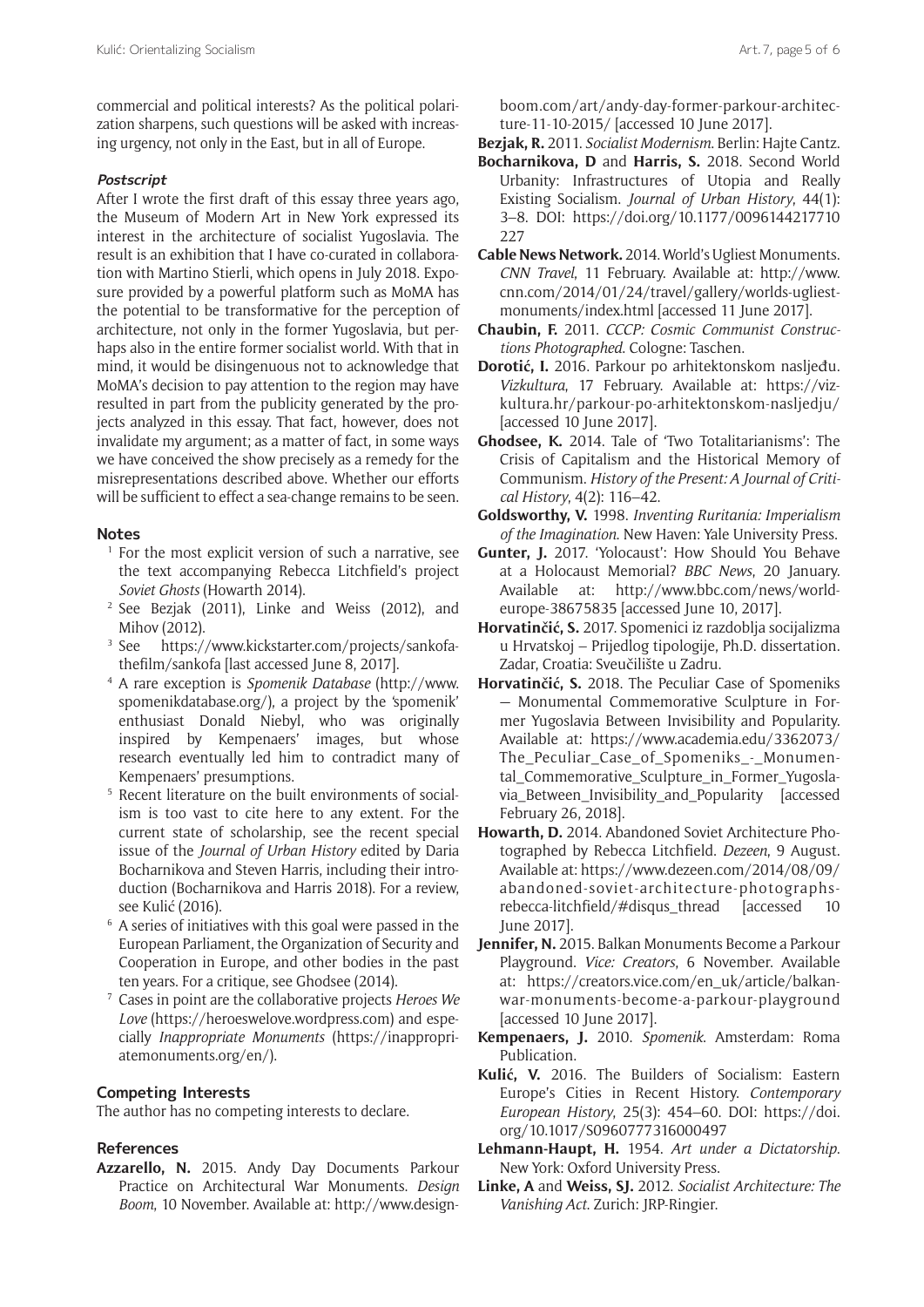commercial and political interests? As the political polarization sharpens, such questions will be asked with increasing urgency, not only in the East, but in all of Europe.

### *Postscript*

After I wrote the first draft of this essay three years ago, the Museum of Modern Art in New York expressed its interest in the architecture of socialist Yugoslavia. The result is an exhibition that I have co-curated in collaboration with Martino Stierli, which opens in July 2018. Exposure provided by a powerful platform such as MoMA has the potential to be transformative for the perception of architecture, not only in the former Yugoslavia, but perhaps also in the entire former socialist world. With that in mind, it would be disingenuous not to acknowledge that MoMA's decision to pay attention to the region may have resulted in part from the publicity generated by the projects analyzed in this essay. That fact, however, does not invalidate my argument; as a matter of fact, in some ways we have conceived the show precisely as a remedy for the misrepresentations described above. Whether our efforts will be sufficient to effect a sea-change remains to be seen.

## Notes

1. For the most explicit version of such a narrative, see the text accompanying Rebecca Litchfield's project *Soviet Ghosts* (Howarth 2014).
2. See Bezjak (2011), Linke and Weiss (2012), and Mihov (2012).
3. See https://www.kickstarter.com/projects/sankofathefilm/sankofa [last accessed June 8, 2017].
4. A rare exception is *Spomenik Database* (http://www.spomenikdatabase.org/), a project by the 'spomenik' enthusiast Donald Niebyl, who was originally inspired by Kempenaers' images, but whose research eventually led him to contradict many of Kempenaers' presumptions.
5. Recent literature on the built environments of socialism is too vast to cite here to any extent. For the current state of scholarship, see the recent special issue of the *Journal of Urban History* edited by Daria Bocharnikova and Steven Harris, including their introduction (Bocharnikova and Harris 2018). For a review, see Kulić (2016).
6. A series of initiatives with this goal were passed in the European Parliament, the Organization of Security and Cooperation in Europe, and other bodies in the past ten years. For a critique, see Ghodsee (2014).
7. Cases in point are the collaborative projects *Heroes We Love* (https://heroeswelove.wordpress.com) and especially *Inappropriate Monuments* (https://inappropriatemonuments.org/en/).

## Competing Interests

The author has no competing interests to declare.

## References

**Azzarello, N.** 2015. Andy Day Documents Parkour Practice on Architectural War Monuments. *Design Boom*, 10 November. Available at: http://www.designboom.com/art/andy-day-former-parkour-architecture-11-10-2015/ [accessed 10 June 2017].

**Bezjak, R.** 2011. *Socialist Modernism*. Berlin: Hajte Cantz.

**Bocharnikova, D** and **Harris, S.** 2018. Second World Urbanity: Infrastructures of Utopia and Really Existing Socialism. *Journal of Urban History*, 44(1): 3–8. DOI: https://doi.org/10.1177/0096144217710227

**Cable News Network.** 2014. World's Ugliest Monuments. *CNN Travel*, 11 February. Available at: http://www.cnn.com/2014/01/24/travel/gallery/worlds-ugliest-monuments/index.html [accessed 11 June 2017].

**Chaubin, F.** 2011. *CCCP: Cosmic Communist Constructions Photographed*. Cologne: Taschen.

**Dorotić, I.** 2016. Parkour po arhitektonskom nasljeđu. *Vizkultura*, 17 February. Available at: https://vizkultura.hr/parkour-po-arhitektonskom-nasljedju/ [accessed 10 June 2017].

**Ghodsee, K.** 2014. Tale of 'Two Totalitarianisms': The Crisis of Capitalism and the Historical Memory of Communism. *History of the Present: A Journal of Critical History*, 4(2): 116–42.

**Goldsworthy, V.** 1998. *Inventing Ruritania: Imperialism of the Imagination*. New Haven: Yale University Press.

**Gunter, J.** 2017. 'Yolocaust': How Should You Behave at a Holocaust Memorial? *BBC News*, 20 January. Available at: http://www.bbc.com/news/world-europe-38675835 [accessed June 10, 2017].

**Horvatinčić, S.** 2017. Spomenici iz razdoblja socijalizma u Hrvatskoj – Prijedlog tipologije, Ph.D. dissertation. Zadar, Croatia: Sveučilište u Zadru.

**Horvatinčić, S.** 2018. The Peculiar Case of Spomeniks — Monumental Commemorative Sculpture in Former Yugoslavia Between Invisibility and Popularity. Available at: https://www.academia.edu/3362073/The_Peculiar_Case_of_Spomeniks_-_Monumental_Commemorative_Sculpture_in_Former_Yugoslavia_Between_Invisibility_and_Popularity [accessed February 26, 2018].

**Howarth, D.** 2014. Abandoned Soviet Architecture Photographed by Rebecca Litchfield. *Dezeen*, 9 August. Available at: https://www.dezeen.com/2014/08/09/abandoned-soviet-architecture-photographs-rebecca-litchfield/#disqus_thread [accessed 10 June 2017].

**Jennifer, N.** 2015. Balkan Monuments Become a Parkour Playground. *Vice: Creators*, 6 November. Available at: https://creators.vice.com/en_uk/article/balkan-war-monuments-become-a-parkour-playground [accessed 10 June 2017].

**Kempenaers, J.** 2010. *Spomenik*. Amsterdam: Roma Publication.

**Kulić, V.** 2016. The Builders of Socialism: Eastern Europe's Cities in Recent History. *Contemporary European History*, 25(3): 454–60. DOI: https://doi.org/10.1017/S0960777316000497

**Lehmann-Haupt, H.** 1954. *Art under a Dictatorship*. New York: Oxford University Press.

**Linke, A** and **Weiss, SJ.** 2012. *Socialist Architecture: The Vanishing Act*. Zurich: JRP-Ringier.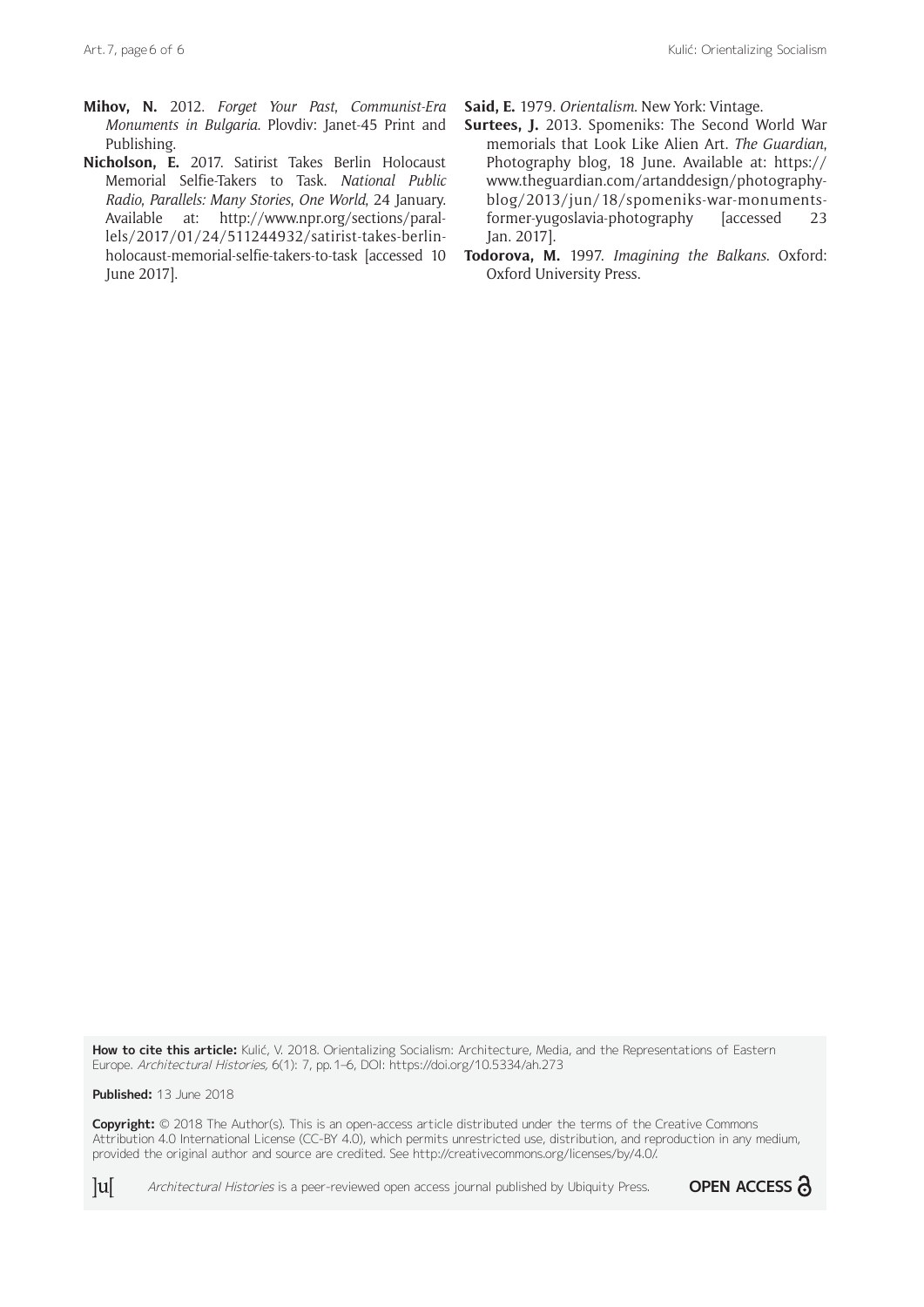**Mihov, N.** 2012. *Forget Your Past, Communist-Era Monuments in Bulgaria*. Plovdiv: Janet-45 Print and Publishing.

**Nicholson, E.** 2017. Satirist Takes Berlin Holocaust Memorial Selfie-Takers to Task. *National Public Radio, Parallels: Many Stories, One World*, 24 January. Available at: http://www.npr.org/sections/parallels/2017/01/24/511244932/satirist-takes-berlin-holocaust-memorial-selfie-takers-to-task [accessed 10 June 2017].

**Said, E.** 1979. *Orientalism*. New York: Vintage.

**Surtees, J.** 2013. Spomeniks: The Second World War memorials that Look Like Alien Art. *The Guardian*, Photography blog, 18 June. Available at: https://www.theguardian.com/artanddesign/photography-blog/2013/jun/18/spomeniks-war-monuments-former-yugoslavia-photography [accessed 23 Jan. 2017].

**Todorova, M.** 1997. *Imagining the Balkans*. Oxford: Oxford University Press.

**How to cite this article:** Kulić, V. 2018. Orientalizing Socialism: Architecture, Media, and the Representations of Eastern Europe. *Architectural Histories*, 6(1): 7, pp. 1–6, DOI: https://doi.org/10.5334/ah.273

**Published:** 13 June 2018

**Copyright:** © 2018 The Author(s). This is an open-access article distributed under the terms of the Creative Commons Attribution 4.0 International License (CC-BY 4.0), which permits unrestricted use, distribution, and reproduction in any medium, provided the original author and source are credited. See http://creativecommons.org/licenses/by/4.0/.

*Architectural Histories* is a peer-reviewed open access journal published by Ubiquity Press. **OPEN ACCESS**